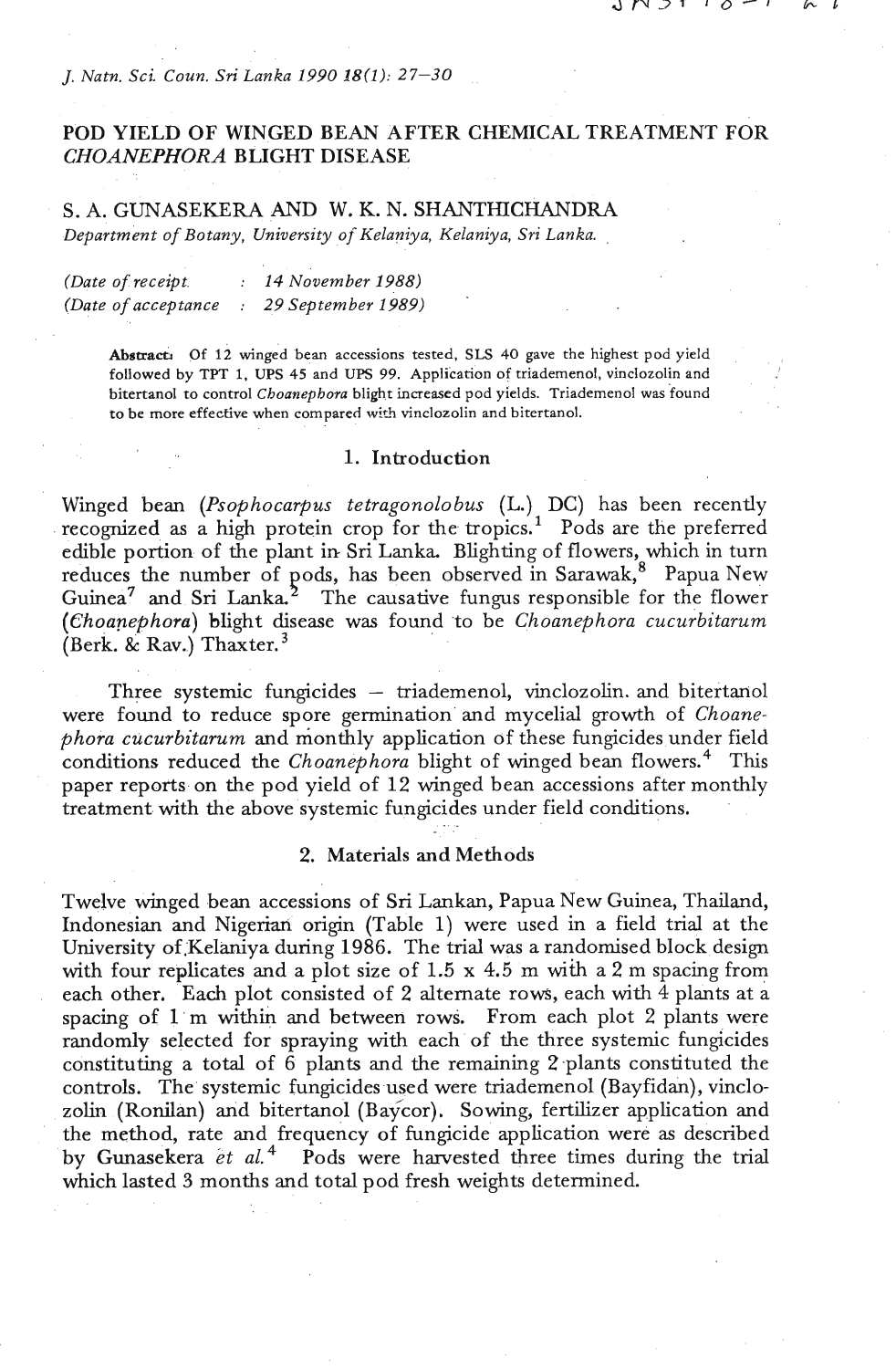# POD YIELD OF WINGED BEAN AFTER CHEMICAL TREATMENT FOR *CHOANEPHORA* BLIGHT DISEASE

**S. A. GUNASEKERA AND W. K. N. SHANTHICHANDRA**

*Department of Botany, University of Kelaniya, Kelaniya, Sri Lanka.*

*(Date of receipt : 14 November 1988)*
*(Date of acceptance : 29 September 1989)*

**Abstract:** Of 12 winged bean accessions tested, SLS 40 gave the highest pod yield followed by TPT 1, UPS 45 and UPS 99. Application of triademenol, vinclozolin and bitertanol to control *Choanephora* blight increased pod yields. Triademenol was found to be more effective when compared with vinclozolin and bitertanol.

## 1. Introduction

Winged bean (*Psophocarpus tetragonolobus* (L.) DC) has been recently recognized as a high protein crop for the tropics.[1] Pods are the preferred edible portion of the plant in Sri Lanka. Blighting of flowers, which in turn reduces the number of pods, has been observed in Sarawak,[8] Papua New Guinea[7] and Sri Lanka.[2] The causative fungus responsible for the flower (*Choanephora*) blight disease was found to be *Choanephora cucurbitarum* (Berk. & Rav.) Thaxter.[3]

Three systemic fungicides – triademenol, vinclozolin and bitertanol were found to reduce spore germination and mycelial growth of *Choanephora cucurbitarum* and monthly application of these fungicides under field conditions reduced the *Choanephora* blight of winged bean flowers.[4] This paper reports on the pod yield of 12 winged bean accessions after monthly treatment with the above systemic fungicides under field conditions.

## 2. Materials and Methods

Twelve winged bean accessions of Sri Lankan, Papua New Guinea, Thailand, Indonesian and Nigerian origin (Table 1) were used in a field trial at the University of Kelaniya during 1986. The trial was a randomised block design with four replicates and a plot size of 1.5 x 4.5 m with a 2 m spacing from each other. Each plot consisted of 2 alternate rows, each with 4 plants at a spacing of 1 m within and between rows. From each plot 2 plants were randomly selected for spraying with each of the three systemic fungicides constituting a total of 6 plants and the remaining 2 plants constituted the controls. The systemic fungicides used were triademenol (Bayfidan), vinclozolin (Ronilan) and bitertanol (Baycor). Sowing, fertilizer application and the method, rate and frequency of fungicide application were as described by Gunasekera *et al.*[4] Pods were harvested three times during the trial which lasted 3 months and total pod fresh weights determined.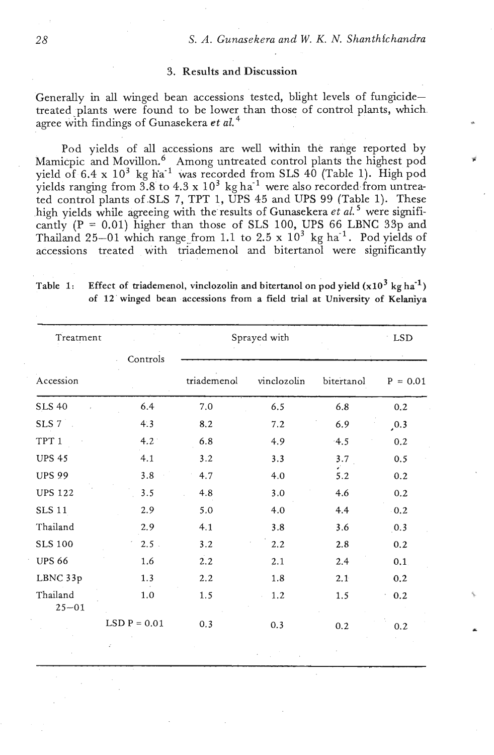## 3. Results and Discussion

Generally in all winged bean accessions tested, blight levels of fungicide-treated plants were found to be lower than those of control plants, which agree with findings of Gunasekera *et al.*[4]

Pod yields of all accessions are well within the range reported by Mamicpic and Movillon.[6] Among untreated control plants the highest pod yield of $6.4 \times 10^3$ kg ha$^{-1}$ was recorded from SLS 40 (Table 1). High pod yields ranging from 3.8 to $4.3 \times 10^3$ kg ha$^{-1}$ were also recorded from untreated control plants of SLS 7, TPT 1, UPS 45 and UPS 99 (Table 1). These high yields while agreeing with the results of Gunasekera *et al.*[5] were significantly ($P = 0.01$) higher than those of SLS 100, UPS 66 LBNC 33p and Thailand 25–01 which range from 1.1 to $2.5 \times 10^3$ kg ha$^{-1}$. Pod yields of accessions treated with triademenol and bitertanol were significantly

**Table 1: Effect of triademenol, vinclozolin and bitertanol on pod yield ($\times 10^3$ kg ha$^{-1}$) of 12 winged bean accessions from a field trial at University of Kelaniya**

| Treatment | Controls | Sprayed with | | | LSD |
|---|---|---|---|---|---|
| Accession | | triademenol | vinclozolin | bitertanol | P = 0.01 |
| SLS 40 | 6.4 | 7.0 | 6.5 | 6.8 | 0.2 |
| SLS 7 | 4.3 | 8.2 | 7.2 | 6.9 | 0.3 |
| TPT 1 | 4.2 | 6.8 | 4.9 | 4.5 | 0.2 |
| UPS 45 | 4.1 | 3.2 | 3.3 | 3.7 | 0.5 |
| UPS 99 | 3.8 | 4.7 | 4.0 | 5.2 | 0.2 |
| UPS 122 | 3.5 | 4.8 | 3.0 | 4.6 | 0.2 |
| SLS 11 | 2.9 | 5.0 | 4.0 | 4.4 | 0.2 |
| Thailand | 2.9 | 4.1 | 3.8 | 3.6 | 0.3 |
| SLS 100 | 2.5 | 3.2 | 2.2 | 2.8 | 0.2 |
| UPS 66 | 1.6 | 2.2 | 2.1 | 2.4 | 0.1 |
| LBNC 33p | 1.3 | 2.2 | 1.8 | 2.1 | 0.2 |
| Thailand 25–01 | 1.0 | 1.5 | 1.2 | 1.5 | 0.2 |
| | LSD P = 0.01 | 0.3 | 0.3 | 0.2 | 0.2 |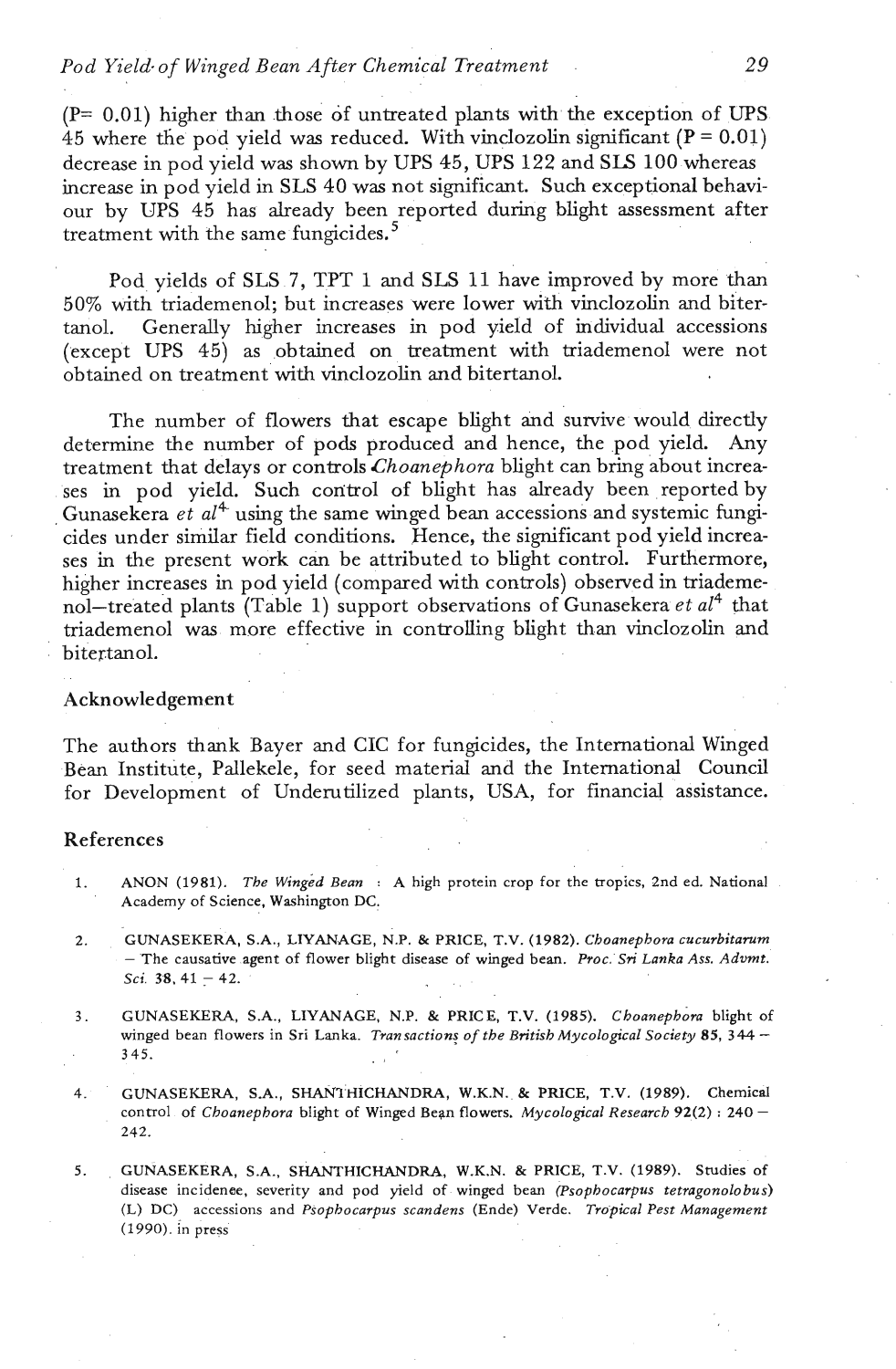(P= 0.01) higher than those of untreated plants with the exception of UPS 45 where the pod yield was reduced. With vinclozolin significant (P = 0.01) decrease in pod yield was shown by UPS 45, UPS 122 and SLS 100 whereas increase in pod yield in SLS 40 was not significant. Such exceptional behaviour by UPS 45 has already been reported during blight assessment after treatment with the same fungicides.[5]

Pod yields of SLS 7, TPT 1 and SLS 11 have improved by more than 50% with triademenol; but increases were lower with vinclozolin and bitertanol. Generally higher increases in pod yield of individual accessions (except UPS 45) as obtained on treatment with triademenol were not obtained on treatment with vinclozolin and bitertanol.

The number of flowers that escape blight and survive would directly determine the number of pods produced and hence, the pod yield. Any treatment that delays or controls *Choanephora* blight can bring about increases in pod yield. Such control of blight has already been reported by Gunasekera *et al*[4] using the same winged bean accessions and systemic fungicides under similar field conditions. Hence, the significant pod yield increases in the present work can be attributed to blight control. Furthermore, higher increases in pod yield (compared with controls) observed in triademenol–treated plants (Table 1) support observations of Gunasekera *et al*[4] that triademenol was more effective in controlling blight than vinclozolin and bitertanol.

## Acknowledgement

The authors thank Bayer and CIC for fungicides, the International Winged Bean Institute, Pallekele, for seed material and the International Council for Development of Underutilized plants, USA, for financial assistance.

## References

1. ANON (1981). *The Winged Bean* : A high protein crop for the tropics, 2nd ed. National Academy of Science, Washington DC.

2. GUNASEKERA, S.A., LIYANAGE, N.P. & PRICE, T.V. (1982). *Choanephora cucurbitarum* – The causative agent of flower blight disease of winged bean. *Proc. Sri Lanka Ass. Advmt. Sci.* **38**, 41 – 42.

3. GUNASEKERA, S.A., LIYANAGE, N.P. & PRICE, T.V. (1985). *Choanephora* blight of winged bean flowers in Sri Lanka. *Transactions of the British Mycological Society* **85**, 344 – 345.

4. GUNASEKERA, S.A., SHANTHICHANDRA, W.K.N. & PRICE, T.V. (1989). Chemical control of *Choanephora* blight of Winged Bean flowers. *Mycological Research* **92**(2) : 240 – 242.

5. GUNASEKERA, S.A., SHANTHICHANDRA, W.K.N. & PRICE, T.V. (1989). Studies of disease incidenee, severity and pod yield of winged bean (*Psophocarpus tetragonolobus*) (L) DC) accessions and *Psophocarpus scandens* (Ende) Verde. *Tropical Pest Management* (1990). in press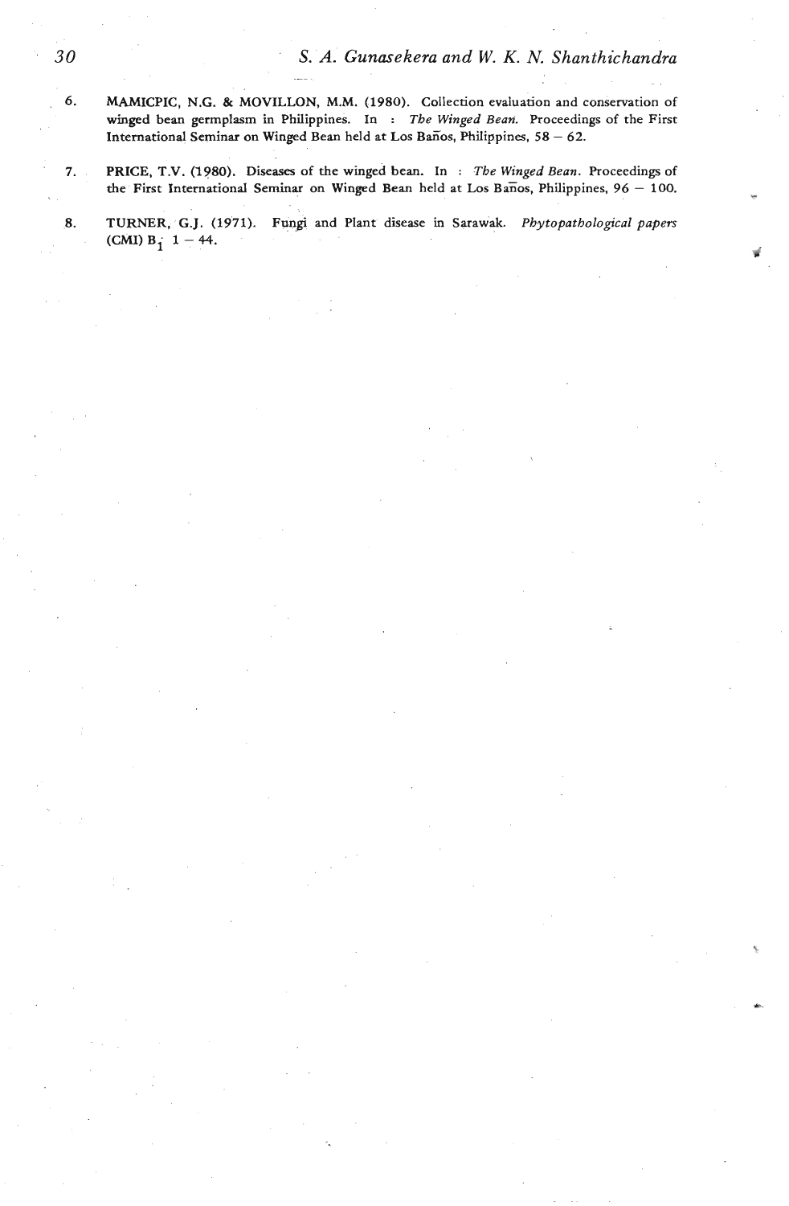6. MAMICPIC, N.G. & MOVILLON, M.M. (1980). Collection evaluation and conservation of winged bean germplasm in Philippines. In : *The Winged Bean*. Proceedings of the First International Seminar on Winged Bean held at Los Baños, Philippines, 58 – 62.

7. PRICE, T.V. (1980). Diseases of the winged bean. In : *The Winged Bean*. Proceedings of the First International Seminar on Winged Bean held at Los Baños, Philippines, 96 – 100.

8. TURNER, G.J. (1971). Fungi and Plant disease in Sarawak. *Phytopathological papers* (CMI) $B_1$ 1 – 44.